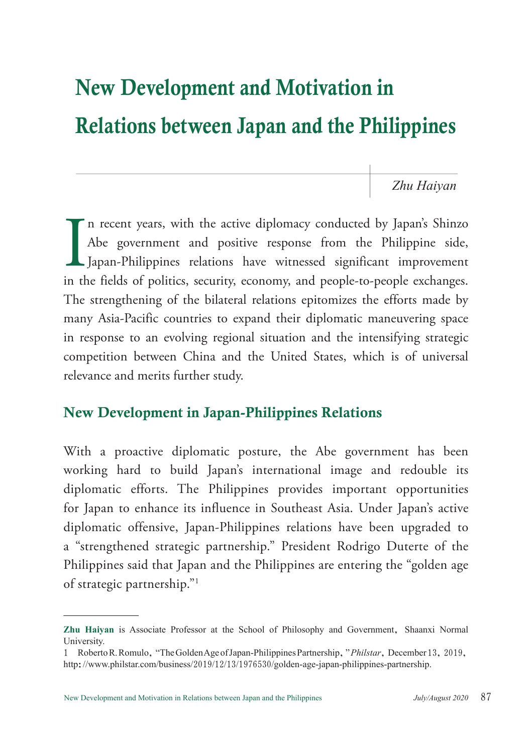# New Development and Motivation in Relations between Japan and the Philippines

*Zhu Haiyan*

In recent years, with the active diplomacy conducted by Japan's Shinzo Abe government and positive response from the Philippine side, Japan-Philippines relations have witnessed significant improvement in the fields of politics, security, economy, and people-to-people exchanges. The strengthening of the bilateral relations epitomizes the efforts made by many Asia-Pacific countries to expand their diplomatic maneuvering space in response to an evolving regional situation and the intensifying strategic competition between China and the United States, which is of universal relevance and merits further study.

## New Development in Japan-Philippines Relations

With a proactive diplomatic posture, the Abe government has been working hard to build Japan's international image and redouble its diplomatic efforts. The Philippines provides important opportunities for Japan to enhance its influence in Southeast Asia. Under Japan's active diplomatic offensive, Japan-Philippines relations have been upgraded to a "strengthened strategic partnership." President Rodrigo Duterte of the Philippines said that Japan and the Philippines are entering the "golden age of strategic partnership."[1]

---

**Zhu Haiyan** is Associate Professor at the School of Philosophy and Government, Shaanxi Normal University.

1 Roberto R. Romulo, "The Golden Age of Japan-Philippines Partnership," *Philstar*, December 13, 2019, http://www.philstar.com/business/2019/12/13/1976530/golden-age-japan-philippines-partnership.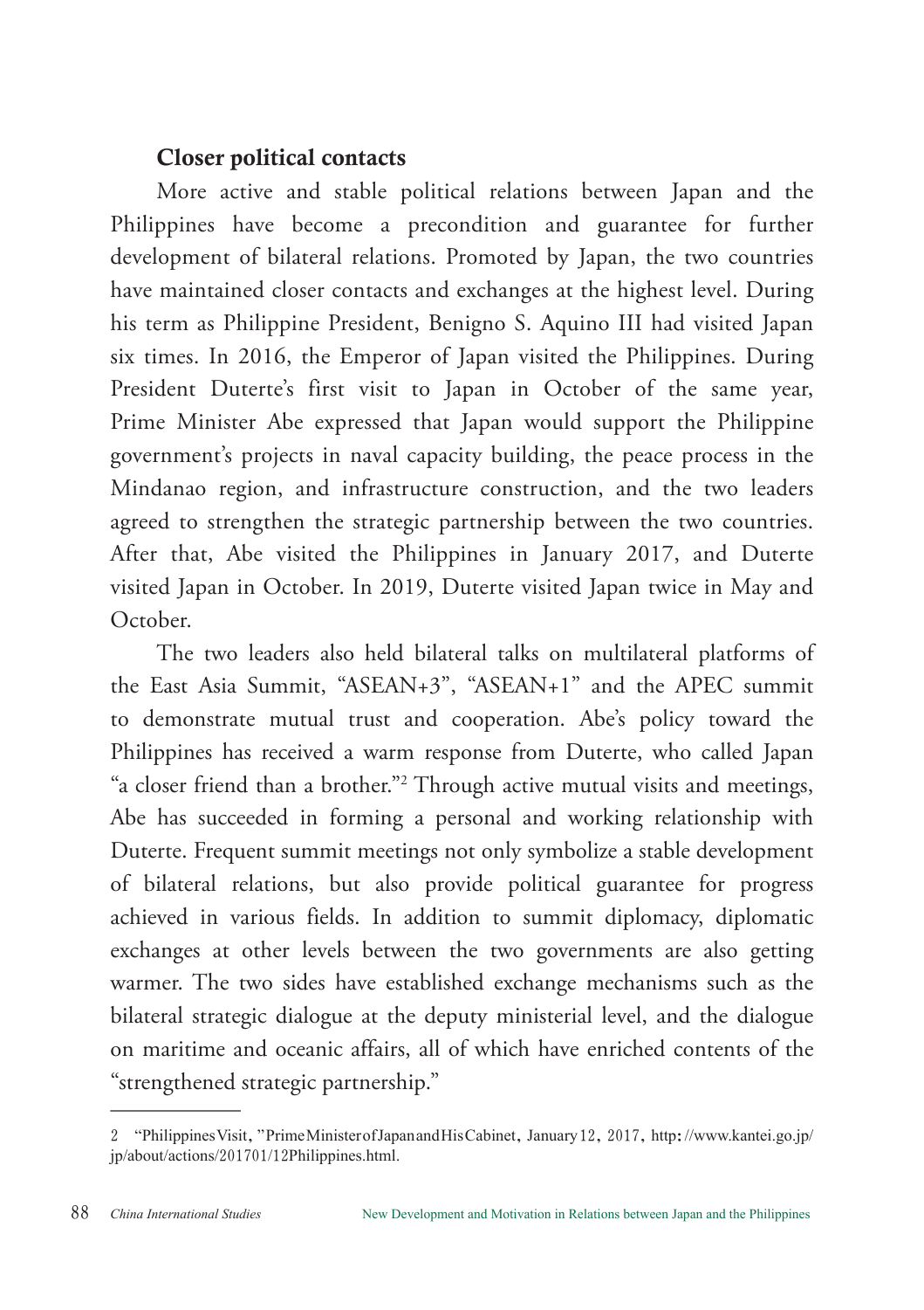### Closer political contacts

More active and stable political relations between Japan and the Philippines have become a precondition and guarantee for further development of bilateral relations. Promoted by Japan, the two countries have maintained closer contacts and exchanges at the highest level. During his term as Philippine President, Benigno S. Aquino III had visited Japan six times. In 2016, the Emperor of Japan visited the Philippines. During President Duterte's first visit to Japan in October of the same year, Prime Minister Abe expressed that Japan would support the Philippine government's projects in naval capacity building, the peace process in the Mindanao region, and infrastructure construction, and the two leaders agreed to strengthen the strategic partnership between the two countries. After that, Abe visited the Philippines in January 2017, and Duterte visited Japan in October. In 2019, Duterte visited Japan twice in May and October.

The two leaders also held bilateral talks on multilateral platforms of the East Asia Summit, "ASEAN+3", "ASEAN+1" and the APEC summit to demonstrate mutual trust and cooperation. Abe's policy toward the Philippines has received a warm response from Duterte, who called Japan "a closer friend than a brother."[2] Through active mutual visits and meetings, Abe has succeeded in forming a personal and working relationship with Duterte. Frequent summit meetings not only symbolize a stable development of bilateral relations, but also provide political guarantee for progress achieved in various fields. In addition to summit diplomacy, diplomatic exchanges at other levels between the two governments are also getting warmer. The two sides have established exchange mechanisms such as the bilateral strategic dialogue at the deputy ministerial level, and the dialogue on maritime and oceanic affairs, all of which have enriched contents of the "strengthened strategic partnership."

---

2 "Philippines Visit," Prime Minister of Japan and His Cabinet, January 12, 2017, http://www.kantei.go.jp/jp/about/actions/201701/12Philippines.html.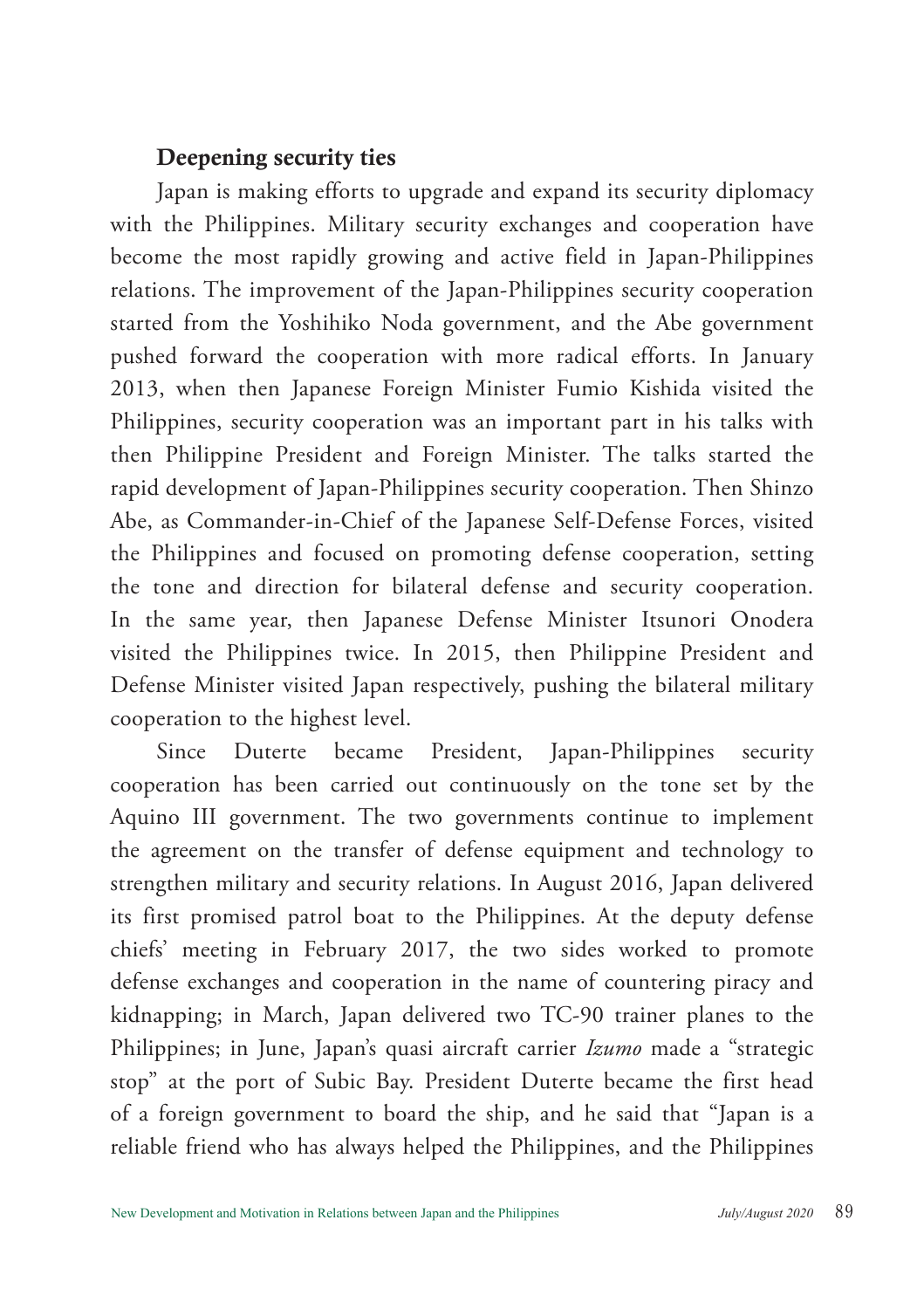### Deepening security ties

Japan is making efforts to upgrade and expand its security diplomacy with the Philippines. Military security exchanges and cooperation have become the most rapidly growing and active field in Japan-Philippines relations. The improvement of the Japan-Philippines security cooperation started from the Yoshihiko Noda government, and the Abe government pushed forward the cooperation with more radical efforts. In January 2013, when then Japanese Foreign Minister Fumio Kishida visited the Philippines, security cooperation was an important part in his talks with then Philippine President and Foreign Minister. The talks started the rapid development of Japan-Philippines security cooperation. Then Shinzo Abe, as Commander-in-Chief of the Japanese Self-Defense Forces, visited the Philippines and focused on promoting defense cooperation, setting the tone and direction for bilateral defense and security cooperation. In the same year, then Japanese Defense Minister Itsunori Onodera visited the Philippines twice. In 2015, then Philippine President and Defense Minister visited Japan respectively, pushing the bilateral military cooperation to the highest level.

Since Duterte became President, Japan-Philippines security cooperation has been carried out continuously on the tone set by the Aquino III government. The two governments continue to implement the agreement on the transfer of defense equipment and technology to strengthen military and security relations. In August 2016, Japan delivered its first promised patrol boat to the Philippines. At the deputy defense chiefs' meeting in February 2017, the two sides worked to promote defense exchanges and cooperation in the name of countering piracy and kidnapping; in March, Japan delivered two TC-90 trainer planes to the Philippines; in June, Japan's quasi aircraft carrier *Izumo* made a "strategic stop" at the port of Subic Bay. President Duterte became the first head of a foreign government to board the ship, and he said that "Japan is a reliable friend who has always helped the Philippines, and the Philippines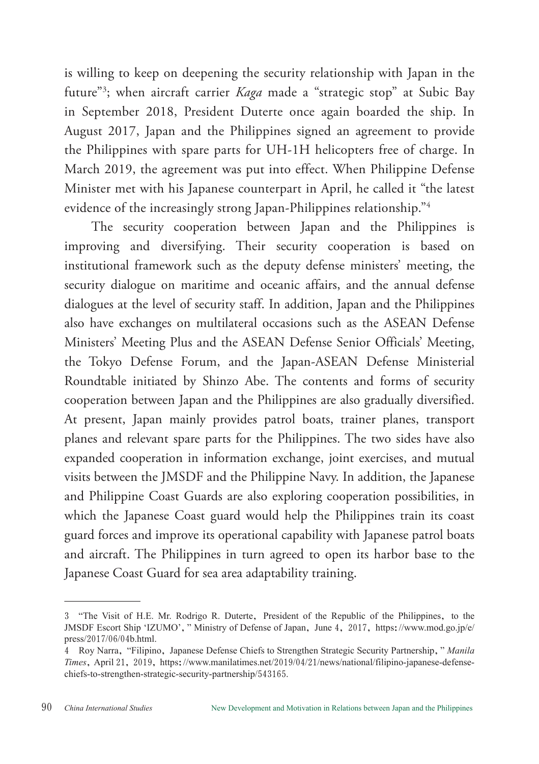is willing to keep on deepening the security relationship with Japan in the future"[3]; when aircraft carrier *Kaga* made a "strategic stop" at Subic Bay in September 2018, President Duterte once again boarded the ship. In August 2017, Japan and the Philippines signed an agreement to provide the Philippines with spare parts for UH-1H helicopters free of charge. In March 2019, the agreement was put into effect. When Philippine Defense Minister met with his Japanese counterpart in April, he called it "the latest evidence of the increasingly strong Japan-Philippines relationship."[4]

The security cooperation between Japan and the Philippines is improving and diversifying. Their security cooperation is based on institutional framework such as the deputy defense ministers' meeting, the security dialogue on maritime and oceanic affairs, and the annual defense dialogues at the level of security staff. In addition, Japan and the Philippines also have exchanges on multilateral occasions such as the ASEAN Defense Ministers' Meeting Plus and the ASEAN Defense Senior Officials' Meeting, the Tokyo Defense Forum, and the Japan-ASEAN Defense Ministerial Roundtable initiated by Shinzo Abe. The contents and forms of security cooperation between Japan and the Philippines are also gradually diversified. At present, Japan mainly provides patrol boats, trainer planes, transport planes and relevant spare parts for the Philippines. The two sides have also expanded cooperation in information exchange, joint exercises, and mutual visits between the JMSDF and the Philippine Navy. In addition, the Japanese and Philippine Coast Guards are also exploring cooperation possibilities, in which the Japanese Coast guard would help the Philippines train its coast guard forces and improve its operational capability with Japanese patrol boats and aircraft. The Philippines in turn agreed to open its harbor base to the Japanese Coast Guard for sea area adaptability training.

---

3 "The Visit of H.E. Mr. Rodrigo R. Duterte, President of the Republic of the Philippines, to the JMSDF Escort Ship 'IZUMO'," Ministry of Defense of Japan, June 4, 2017, https://www.mod.go.jp/e/press/2017/06/04b.html.

4 Roy Narra, "Filipino, Japanese Defense Chiefs to Strengthen Strategic Security Partnership," *Manila Times*, April 21, 2019, https://www.manilatimes.net/2019/04/21/news/national/filipino-japanese-defense-chiefs-to-strengthen-strategic-security-partnership/543165.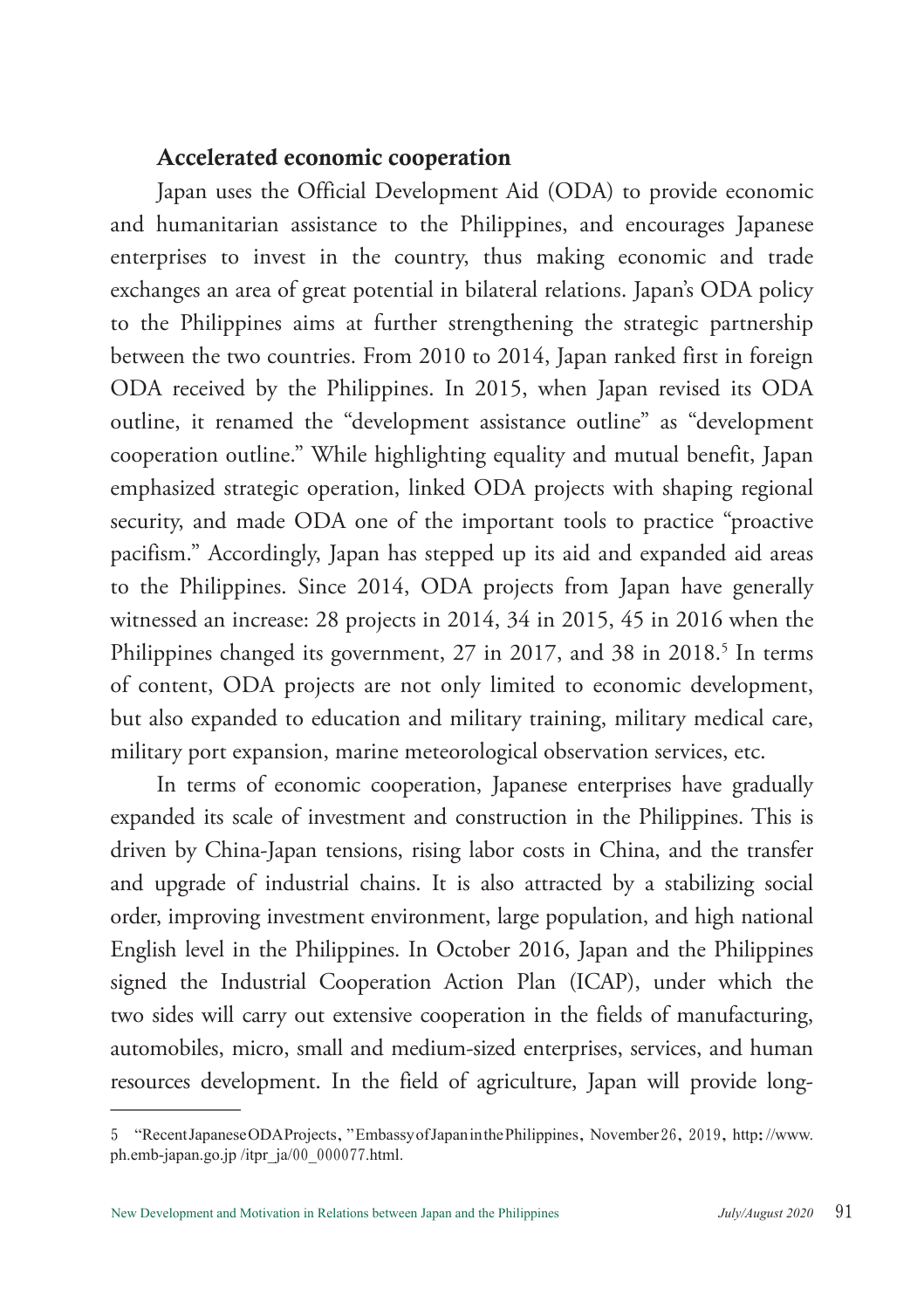### Accelerated economic cooperation

Japan uses the Official Development Aid (ODA) to provide economic and humanitarian assistance to the Philippines, and encourages Japanese enterprises to invest in the country, thus making economic and trade exchanges an area of great potential in bilateral relations. Japan's ODA policy to the Philippines aims at further strengthening the strategic partnership between the two countries. From 2010 to 2014, Japan ranked first in foreign ODA received by the Philippines. In 2015, when Japan revised its ODA outline, it renamed the "development assistance outline" as "development cooperation outline." While highlighting equality and mutual benefit, Japan emphasized strategic operation, linked ODA projects with shaping regional security, and made ODA one of the important tools to practice "proactive pacifism." Accordingly, Japan has stepped up its aid and expanded aid areas to the Philippines. Since 2014, ODA projects from Japan have generally witnessed an increase: 28 projects in 2014, 34 in 2015, 45 in 2016 when the Philippines changed its government, 27 in 2017, and 38 in 2018.[5] In terms of content, ODA projects are not only limited to economic development, but also expanded to education and military training, military medical care, military port expansion, marine meteorological observation services, etc.

In terms of economic cooperation, Japanese enterprises have gradually expanded its scale of investment and construction in the Philippines. This is driven by China-Japan tensions, rising labor costs in China, and the transfer and upgrade of industrial chains. It is also attracted by a stabilizing social order, improving investment environment, large population, and high national English level in the Philippines. In October 2016, Japan and the Philippines signed the Industrial Cooperation Action Plan (ICAP), under which the two sides will carry out extensive cooperation in the fields of manufacturing, automobiles, micro, small and medium-sized enterprises, services, and human resources development. In the field of agriculture, Japan will provide long-

---

5 "Recent Japanese ODA Projects," Embassy of Japan in the Philippines, November 26, 2019, http://www.ph.emb-japan.go.jp /itpr_ja/00_000077.html.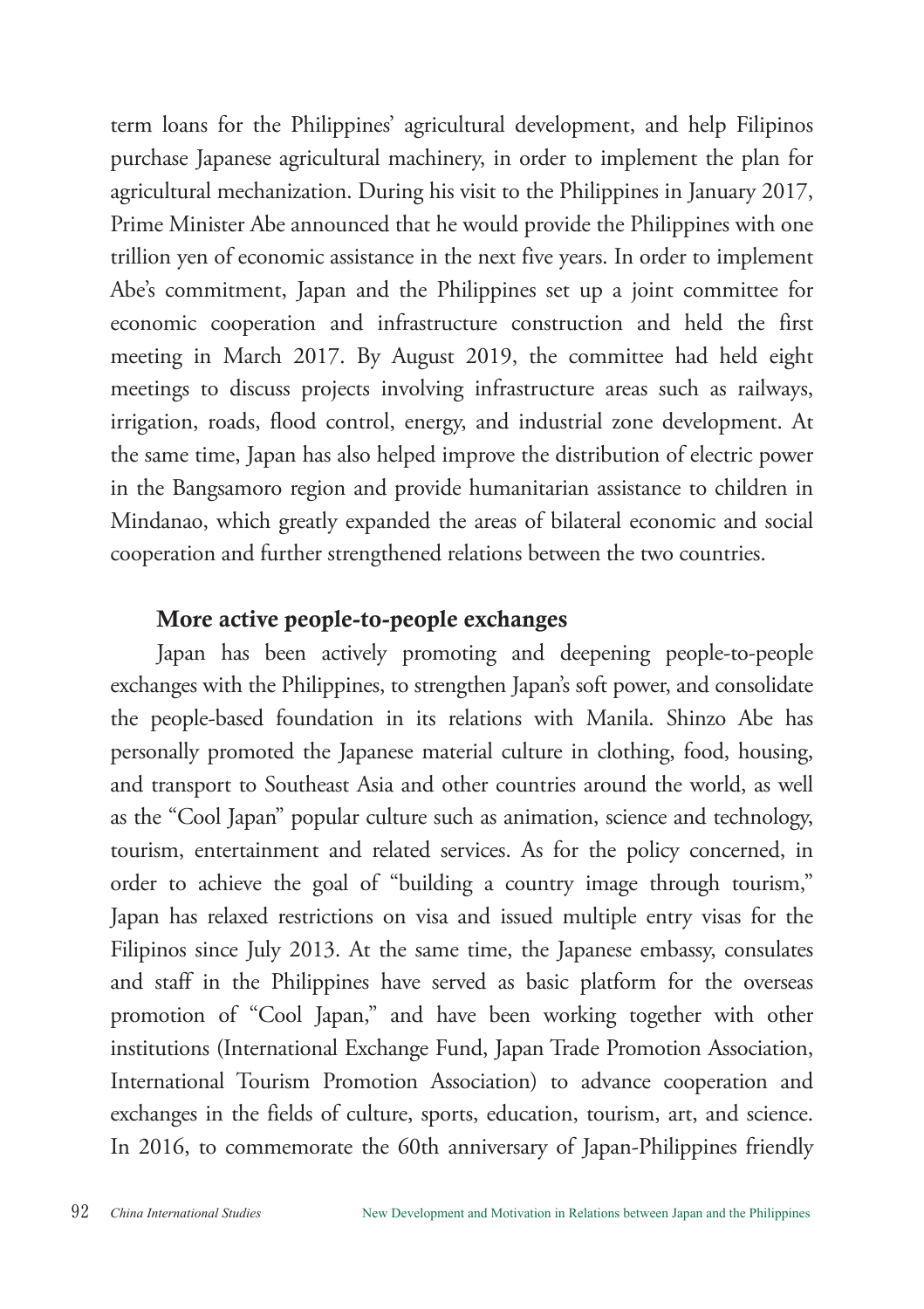term loans for the Philippines' agricultural development, and help Filipinos purchase Japanese agricultural machinery, in order to implement the plan for agricultural mechanization. During his visit to the Philippines in January 2017, Prime Minister Abe announced that he would provide the Philippines with one trillion yen of economic assistance in the next five years. In order to implement Abe's commitment, Japan and the Philippines set up a joint committee for economic cooperation and infrastructure construction and held the first meeting in March 2017. By August 2019, the committee had held eight meetings to discuss projects involving infrastructure areas such as railways, irrigation, roads, flood control, energy, and industrial zone development. At the same time, Japan has also helped improve the distribution of electric power in the Bangsamoro region and provide humanitarian assistance to children in Mindanao, which greatly expanded the areas of bilateral economic and social cooperation and further strengthened relations between the two countries.

### More active people-to-people exchanges

Japan has been actively promoting and deepening people-to-people exchanges with the Philippines, to strengthen Japan's soft power, and consolidate the people-based foundation in its relations with Manila. Shinzo Abe has personally promoted the Japanese material culture in clothing, food, housing, and transport to Southeast Asia and other countries around the world, as well as the "Cool Japan" popular culture such as animation, science and technology, tourism, entertainment and related services. As for the policy concerned, in order to achieve the goal of "building a country image through tourism," Japan has relaxed restrictions on visa and issued multiple entry visas for the Filipinos since July 2013. At the same time, the Japanese embassy, consulates and staff in the Philippines have served as basic platform for the overseas promotion of "Cool Japan," and have been working together with other institutions (International Exchange Fund, Japan Trade Promotion Association, International Tourism Promotion Association) to advance cooperation and exchanges in the fields of culture, sports, education, tourism, art, and science. In 2016, to commemorate the 60th anniversary of Japan-Philippines friendly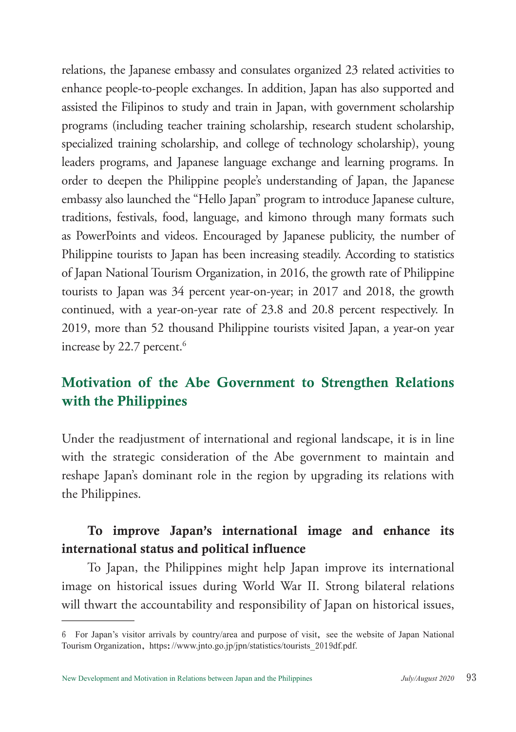relations, the Japanese embassy and consulates organized 23 related activities to enhance people-to-people exchanges. In addition, Japan has also supported and assisted the Filipinos to study and train in Japan, with government scholarship programs (including teacher training scholarship, research student scholarship, specialized training scholarship, and college of technology scholarship), young leaders programs, and Japanese language exchange and learning programs. In order to deepen the Philippine people's understanding of Japan, the Japanese embassy also launched the "Hello Japan" program to introduce Japanese culture, traditions, festivals, food, language, and kimono through many formats such as PowerPoints and videos. Encouraged by Japanese publicity, the number of Philippine tourists to Japan has been increasing steadily. According to statistics of Japan National Tourism Organization, in 2016, the growth rate of Philippine tourists to Japan was 34 percent year-on-year; in 2017 and 2018, the growth continued, with a year-on-year rate of 23.8 and 20.8 percent respectively. In 2019, more than 52 thousand Philippine tourists visited Japan, a year-on year increase by 22.7 percent.[6]

## Motivation of the Abe Government to Strengthen Relations with the Philippines

Under the readjustment of international and regional landscape, it is in line with the strategic consideration of the Abe government to maintain and reshape Japan's dominant role in the region by upgrading its relations with the Philippines.

### To improve Japan's international image and enhance its international status and political influence

To Japan, the Philippines might help Japan improve its international image on historical issues during World War II. Strong bilateral relations will thwart the accountability and responsibility of Japan on historical issues,

---

6 For Japan's visitor arrivals by country/area and purpose of visit, see the website of Japan National Tourism Organization, https://www.jnto.go.jp/jpn/statistics/tourists_2019df.pdf.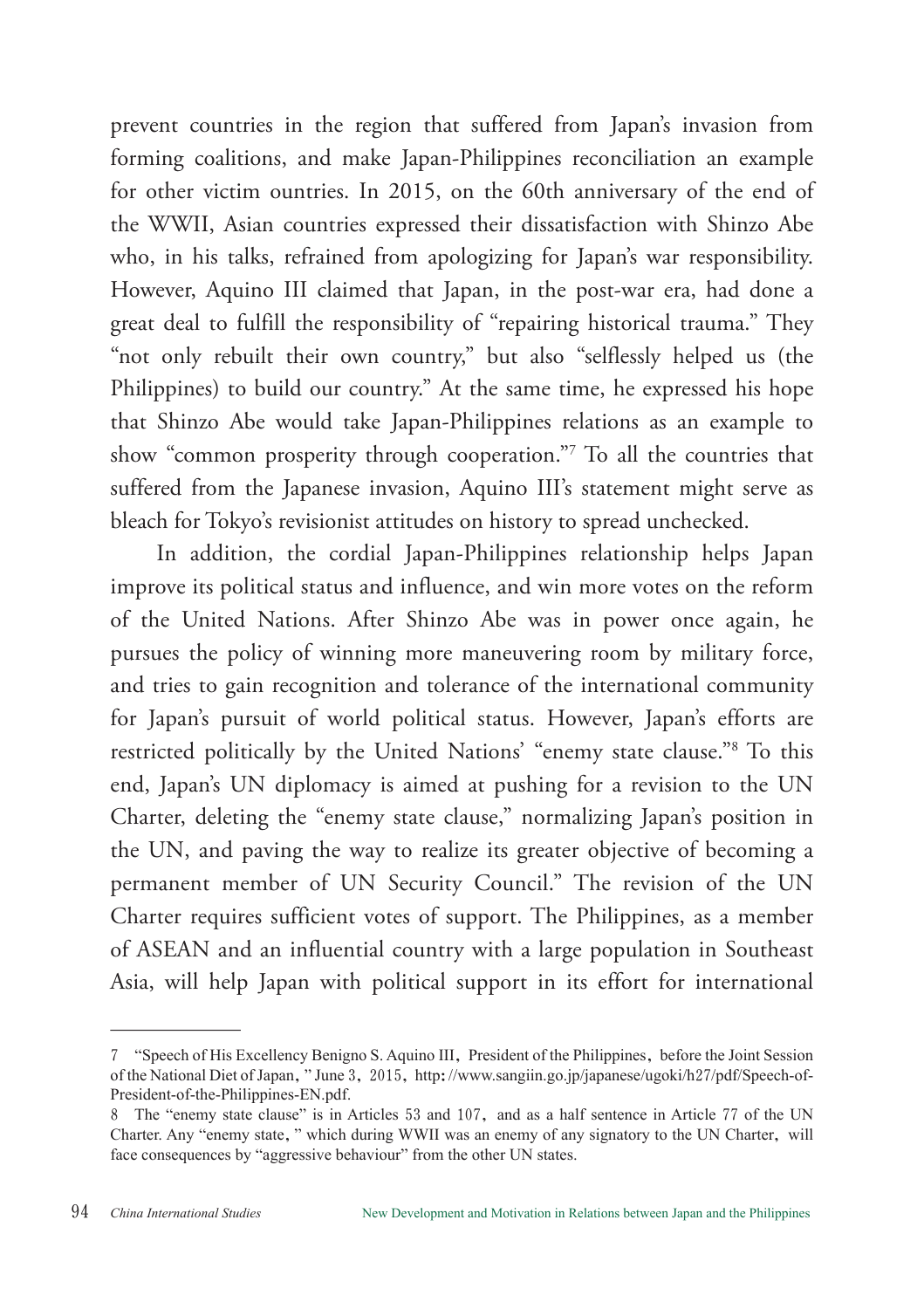prevent countries in the region that suffered from Japan's invasion from forming coalitions, and make Japan-Philippines reconciliation an example for other victim ountries. In 2015, on the 60th anniversary of the end of the WWII, Asian countries expressed their dissatisfaction with Shinzo Abe who, in his talks, refrained from apologizing for Japan's war responsibility. However, Aquino III claimed that Japan, in the post-war era, had done a great deal to fulfill the responsibility of "repairing historical trauma." They "not only rebuilt their own country," but also "selflessly helped us (the Philippines) to build our country." At the same time, he expressed his hope that Shinzo Abe would take Japan-Philippines relations as an example to show "common prosperity through cooperation."[7] To all the countries that suffered from the Japanese invasion, Aquino III's statement might serve as bleach for Tokyo's revisionist attitudes on history to spread unchecked.

In addition, the cordial Japan-Philippines relationship helps Japan improve its political status and influence, and win more votes on the reform of the United Nations. After Shinzo Abe was in power once again, he pursues the policy of winning more maneuvering room by military force, and tries to gain recognition and tolerance of the international community for Japan's pursuit of world political status. However, Japan's efforts are restricted politically by the United Nations' "enemy state clause."[8] To this end, Japan's UN diplomacy is aimed at pushing for a revision to the UN Charter, deleting the "enemy state clause," normalizing Japan's position in the UN, and paving the way to realize its greater objective of becoming a permanent member of UN Security Council." The revision of the UN Charter requires sufficient votes of support. The Philippines, as a member of ASEAN and an influential country with a large population in Southeast Asia, will help Japan with political support in its effort for international

---

7 "Speech of His Excellency Benigno S. Aquino III, President of the Philippines, before the Joint Session of the National Diet of Japan," June 3, 2015, http://www.sangiin.go.jp/japanese/ugoki/h27/pdf/Speech-of-President-of-the-Philippines-EN.pdf.

8 The "enemy state clause" is in Articles 53 and 107, and as a half sentence in Article 77 of the UN Charter. Any "enemy state," which during WWII was an enemy of any signatory to the UN Charter, will face consequences by "aggressive behaviour" from the other UN states.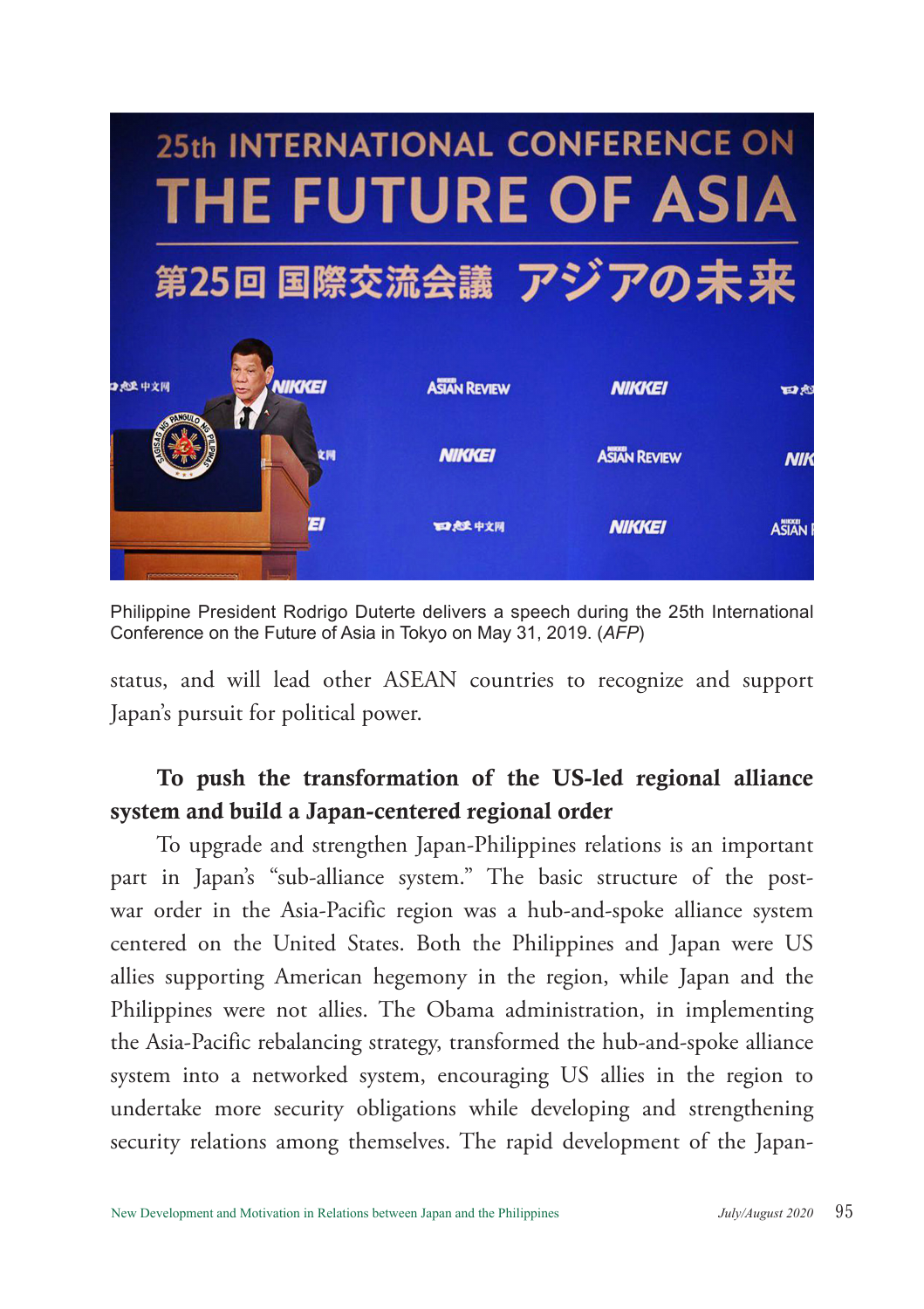Philippine President Rodrigo Duterte delivers a speech during the 25th International Conference on the Future of Asia in Tokyo on May 31, 2019. (*AFP*)

status, and will lead other ASEAN countries to recognize and support Japan's pursuit for political power.

**To push the transformation of the US-led regional alliance system and build a Japan-centered regional order**

To upgrade and strengthen Japan-Philippines relations is an important part in Japan's "sub-alliance system." The basic structure of the post-war order in the Asia-Pacific region was a hub-and-spoke alliance system centered on the United States. Both the Philippines and Japan were US allies supporting American hegemony in the region, while Japan and the Philippines were not allies. The Obama administration, in implementing the Asia-Pacific rebalancing strategy, transformed the hub-and-spoke alliance system into a networked system, encouraging US allies in the region to undertake more security obligations while developing and strengthening security relations among themselves. The rapid development of the Japan-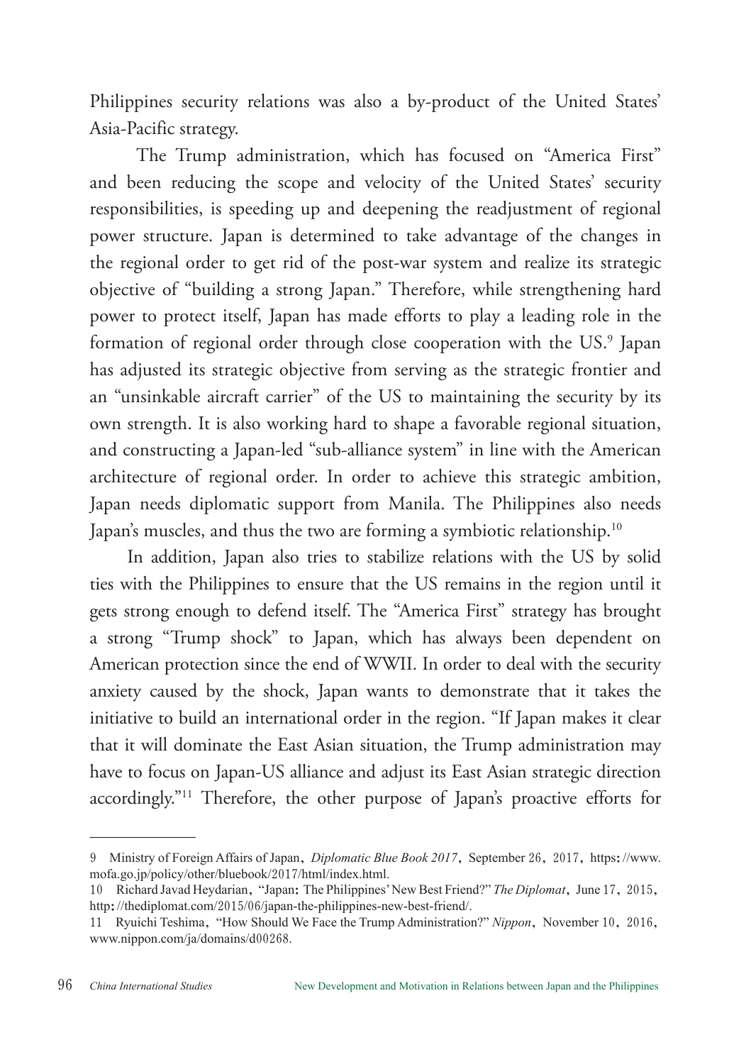Philippines security relations was also a by-product of the United States' Asia-Pacific strategy.

The Trump administration, which has focused on "America First" and been reducing the scope and velocity of the United States' security responsibilities, is speeding up and deepening the readjustment of regional power structure. Japan is determined to take advantage of the changes in the regional order to get rid of the post-war system and realize its strategic objective of "building a strong Japan." Therefore, while strengthening hard power to protect itself, Japan has made efforts to play a leading role in the formation of regional order through close cooperation with the US.[9] Japan has adjusted its strategic objective from serving as the strategic frontier and an "unsinkable aircraft carrier" of the US to maintaining the security by its own strength. It is also working hard to shape a favorable regional situation, and constructing a Japan-led "sub-alliance system" in line with the American architecture of regional order. In order to achieve this strategic ambition, Japan needs diplomatic support from Manila. The Philippines also needs Japan's muscles, and thus the two are forming a symbiotic relationship.[10]

In addition, Japan also tries to stabilize relations with the US by solid ties with the Philippines to ensure that the US remains in the region until it gets strong enough to defend itself. The "America First" strategy has brought a strong "Trump shock" to Japan, which has always been dependent on American protection since the end of WWII. In order to deal with the security anxiety caused by the shock, Japan wants to demonstrate that it takes the initiative to build an international order in the region. "If Japan makes it clear that it will dominate the East Asian situation, the Trump administration may have to focus on Japan-US alliance and adjust its East Asian strategic direction accordingly."[11] Therefore, the other purpose of Japan's proactive efforts for

---

9 Ministry of Foreign Affairs of Japan, *Diplomatic Blue Book 2017*, September 26, 2017, https://www.mofa.go.jp/policy/other/bluebook/2017/html/index.html.

10 Richard Javad Heydarian, "Japan: The Philippines' New Best Friend?" *The Diplomat*, June 17, 2015, http://thediplomat.com/2015/06/japan-the-philippines-new-best-friend/.

11 Ryuichi Teshima, "How Should We Face the Trump Administration?" *Nippon*, November 10, 2016, www.nippon.com/ja/domains/d00268.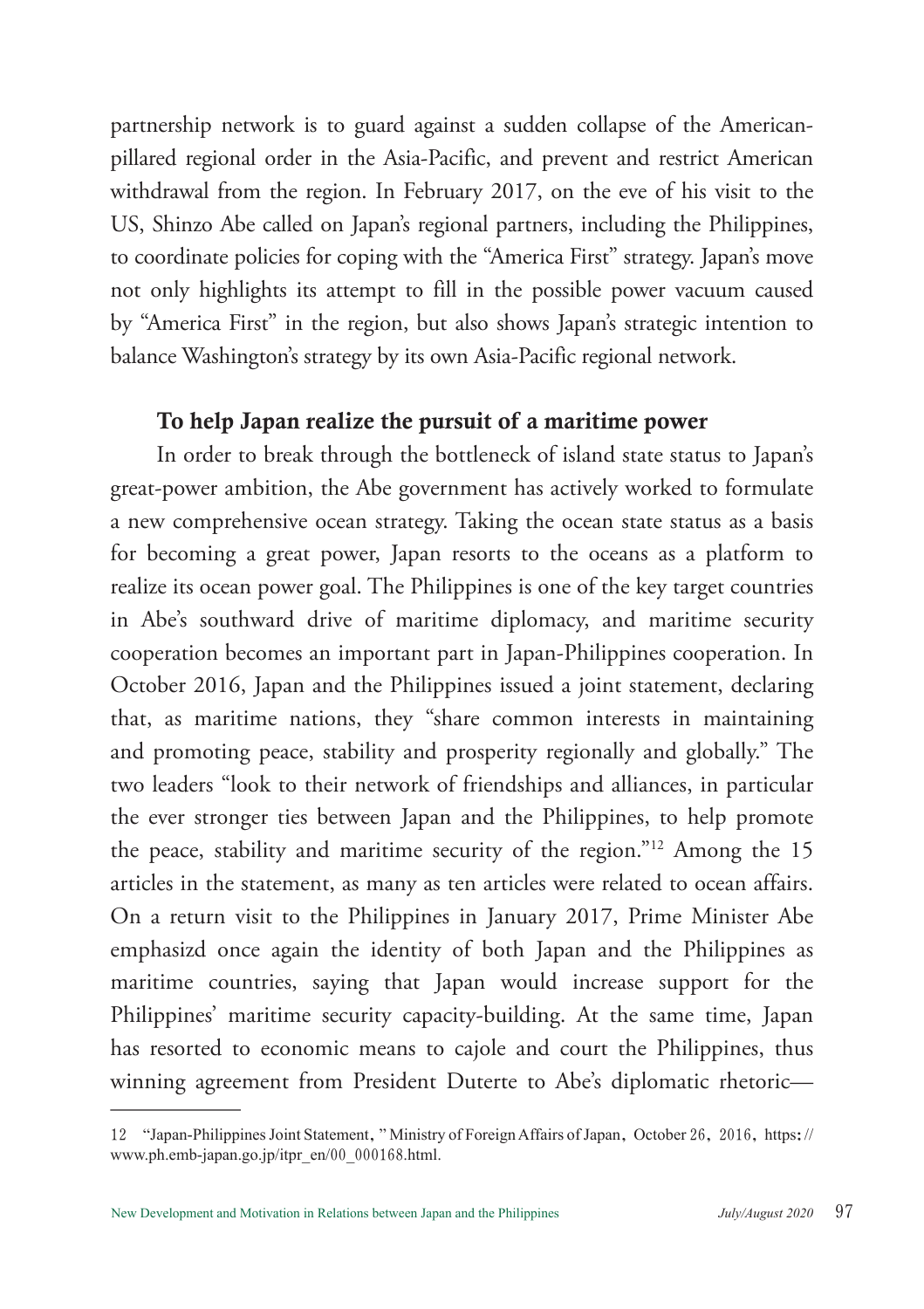partnership network is to guard against a sudden collapse of the American-pillared regional order in the Asia-Pacific, and prevent and restrict American withdrawal from the region. In February 2017, on the eve of his visit to the US, Shinzo Abe called on Japan's regional partners, including the Philippines, to coordinate policies for coping with the "America First" strategy. Japan's move not only highlights its attempt to fill in the possible power vacuum caused by "America First" in the region, but also shows Japan's strategic intention to balance Washington's strategy by its own Asia-Pacific regional network.

### To help Japan realize the pursuit of a maritime power

In order to break through the bottleneck of island state status to Japan's great-power ambition, the Abe government has actively worked to formulate a new comprehensive ocean strategy. Taking the ocean state status as a basis for becoming a great power, Japan resorts to the oceans as a platform to realize its ocean power goal. The Philippines is one of the key target countries in Abe's southward drive of maritime diplomacy, and maritime security cooperation becomes an important part in Japan-Philippines cooperation. In October 2016, Japan and the Philippines issued a joint statement, declaring that, as maritime nations, they "share common interests in maintaining and promoting peace, stability and prosperity regionally and globally." The two leaders "look to their network of friendships and alliances, in particular the ever stronger ties between Japan and the Philippines, to help promote the peace, stability and maritime security of the region."[12] Among the 15 articles in the statement, as many as ten articles were related to ocean affairs. On a return visit to the Philippines in January 2017, Prime Minister Abe emphasizd once again the identity of both Japan and the Philippines as maritime countries, saying that Japan would increase support for the Philippines' maritime security capacity-building. At the same time, Japan has resorted to economic means to cajole and court the Philippines, thus winning agreement from President Duterte to Abe's diplomatic rhetoric—

---

12 "Japan-Philippines Joint Statement," Ministry of Foreign Affairs of Japan, October 26, 2016, https://www.ph.emb-japan.go.jp/itpr_en/00_000168.html.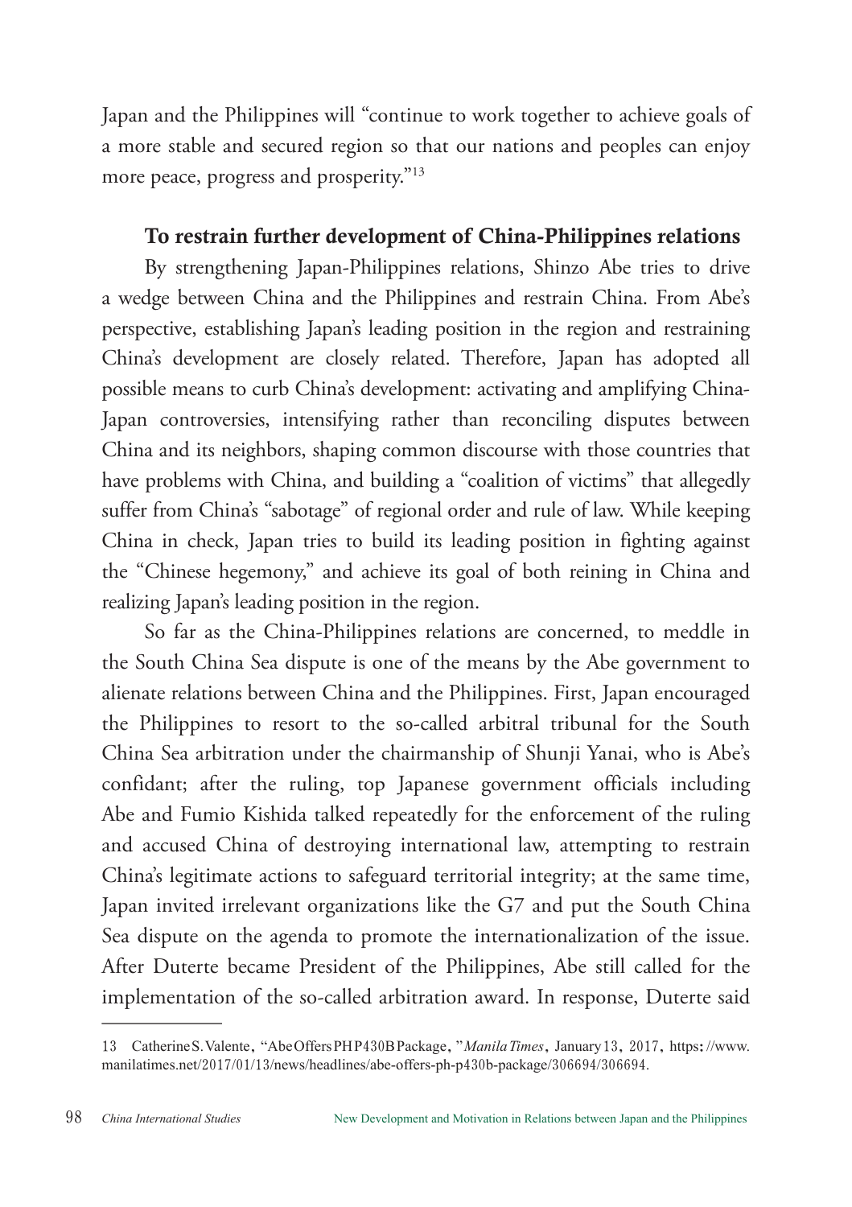Japan and the Philippines will "continue to work together to achieve goals of a more stable and secured region so that our nations and peoples can enjoy more peace, progress and prosperity."[13]

### To restrain further development of China-Philippines relations

By strengthening Japan-Philippines relations, Shinzo Abe tries to drive a wedge between China and the Philippines and restrain China. From Abe's perspective, establishing Japan's leading position in the region and restraining China's development are closely related. Therefore, Japan has adopted all possible means to curb China's development: activating and amplifying China-Japan controversies, intensifying rather than reconciling disputes between China and its neighbors, shaping common discourse with those countries that have problems with China, and building a "coalition of victims" that allegedly suffer from China's "sabotage" of regional order and rule of law. While keeping China in check, Japan tries to build its leading position in fighting against the "Chinese hegemony," and achieve its goal of both reining in China and realizing Japan's leading position in the region.

So far as the China-Philippines relations are concerned, to meddle in the South China Sea dispute is one of the means by the Abe government to alienate relations between China and the Philippines. First, Japan encouraged the Philippines to resort to the so-called arbitral tribunal for the South China Sea arbitration under the chairmanship of Shunji Yanai, who is Abe's confidant; after the ruling, top Japanese government officials including Abe and Fumio Kishida talked repeatedly for the enforcement of the ruling and accused China of destroying international law, attempting to restrain China's legitimate actions to safeguard territorial integrity; at the same time, Japan invited irrelevant organizations like the G7 and put the South China Sea dispute on the agenda to promote the internationalization of the issue. After Duterte became President of the Philippines, Abe still called for the implementation of the so-called arbitration award. In response, Duterte said

---

13 Catherine S. Valente, "Abe Offers PH P430B Package," *Manila Times*, January 13, 2017, https://www.manilatimes.net/2017/01/13/news/headlines/abe-offers-ph-p430b-package/306694/306694.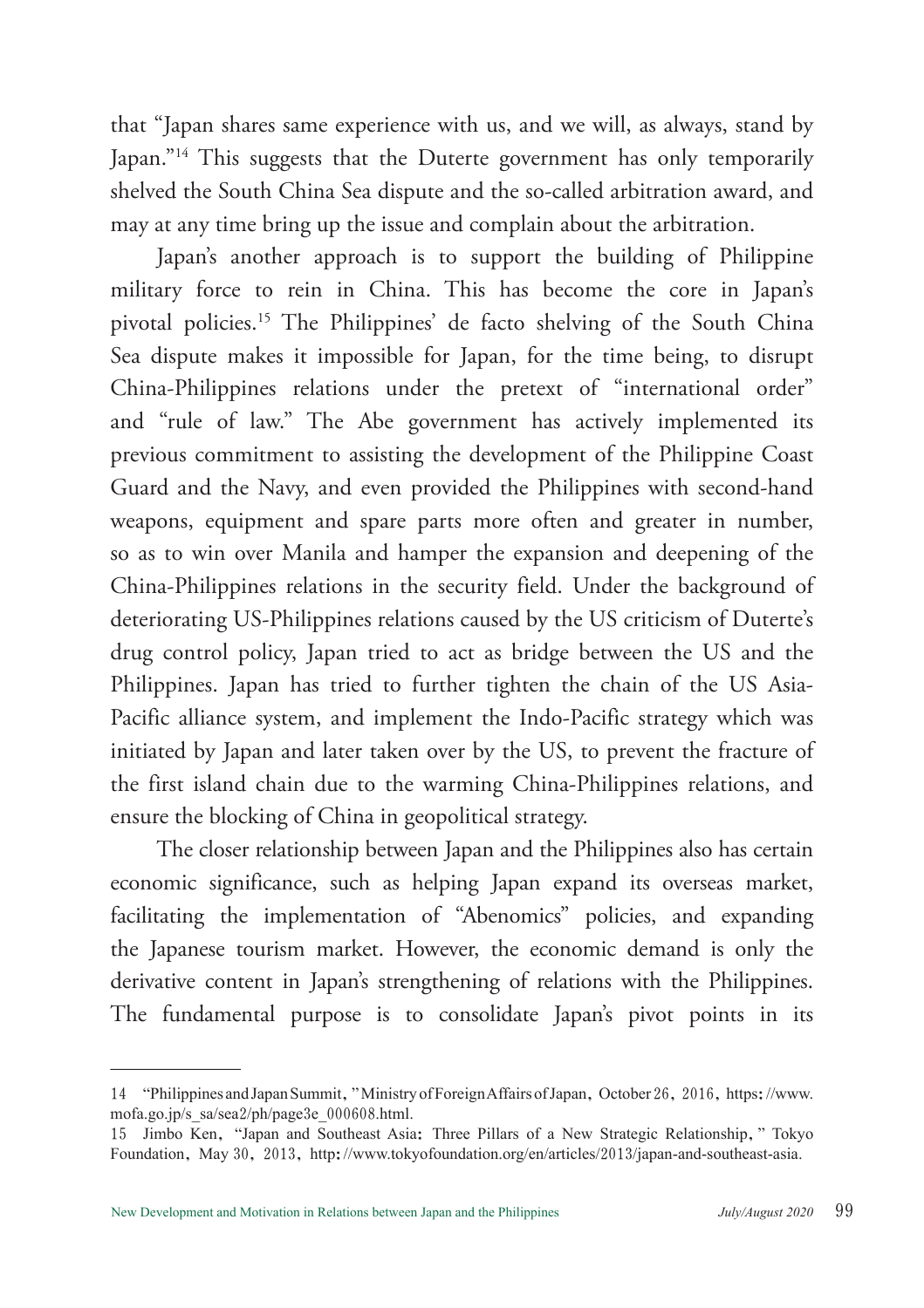that "Japan shares same experience with us, and we will, as always, stand by Japan."[14] This suggests that the Duterte government has only temporarily shelved the South China Sea dispute and the so-called arbitration award, and may at any time bring up the issue and complain about the arbitration.

Japan's another approach is to support the building of Philippine military force to rein in China. This has become the core in Japan's pivotal policies.[15] The Philippines' de facto shelving of the South China Sea dispute makes it impossible for Japan, for the time being, to disrupt China-Philippines relations under the pretext of "international order" and "rule of law." The Abe government has actively implemented its previous commitment to assisting the development of the Philippine Coast Guard and the Navy, and even provided the Philippines with second-hand weapons, equipment and spare parts more often and greater in number, so as to win over Manila and hamper the expansion and deepening of the China-Philippines relations in the security field. Under the background of deteriorating US-Philippines relations caused by the US criticism of Duterte's drug control policy, Japan tried to act as bridge between the US and the Philippines. Japan has tried to further tighten the chain of the US Asia-Pacific alliance system, and implement the Indo-Pacific strategy which was initiated by Japan and later taken over by the US, to prevent the fracture of the first island chain due to the warming China-Philippines relations, and ensure the blocking of China in geopolitical strategy.

The closer relationship between Japan and the Philippines also has certain economic significance, such as helping Japan expand its overseas market, facilitating the implementation of "Abenomics" policies, and expanding the Japanese tourism market. However, the economic demand is only the derivative content in Japan's strengthening of relations with the Philippines. The fundamental purpose is to consolidate Japan's pivot points in its

---

14 "Philippines and Japan Summit," Ministry of Foreign Affairs of Japan, October 26, 2016, https://www.mofa.go.jp/s_sa/sea2/ph/page3e_000608.html.

15 Jimbo Ken, "Japan and Southeast Asia: Three Pillars of a New Strategic Relationship," Tokyo Foundation, May 30, 2013, http://www.tokyofoundation.org/en/articles/2013/japan-and-southeast-asia.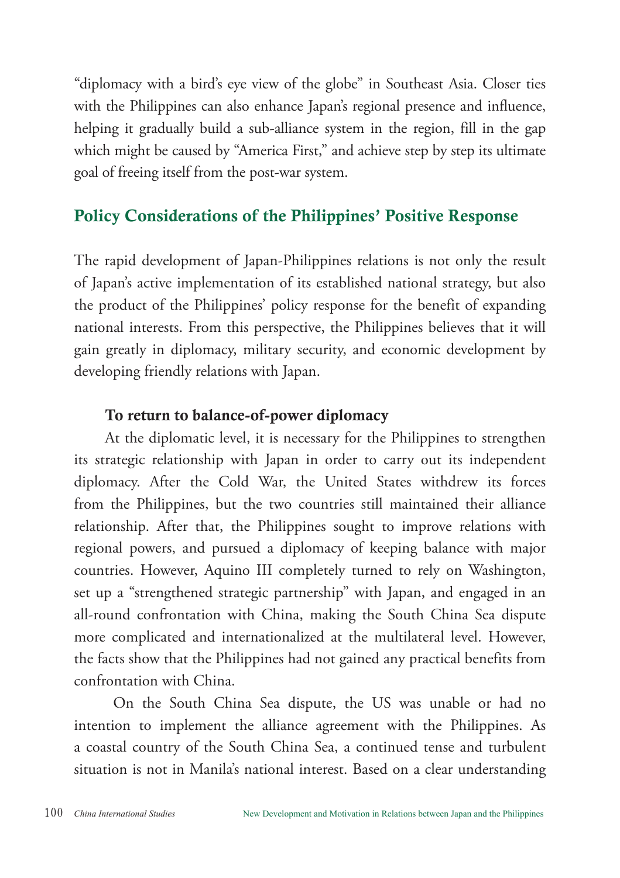"diplomacy with a bird's eye view of the globe" in Southeast Asia. Closer ties with the Philippines can also enhance Japan's regional presence and influence, helping it gradually build a sub-alliance system in the region, fill in the gap which might be caused by "America First," and achieve step by step its ultimate goal of freeing itself from the post-war system.

## Policy Considerations of the Philippines' Positive Response

The rapid development of Japan-Philippines relations is not only the result of Japan's active implementation of its established national strategy, but also the product of the Philippines' policy response for the benefit of expanding national interests. From this perspective, the Philippines believes that it will gain greatly in diplomacy, military security, and economic development by developing friendly relations with Japan.

### To return to balance-of-power diplomacy

At the diplomatic level, it is necessary for the Philippines to strengthen its strategic relationship with Japan in order to carry out its independent diplomacy. After the Cold War, the United States withdrew its forces from the Philippines, but the two countries still maintained their alliance relationship. After that, the Philippines sought to improve relations with regional powers, and pursued a diplomacy of keeping balance with major countries. However, Aquino III completely turned to rely on Washington, set up a "strengthened strategic partnership" with Japan, and engaged in an all-round confrontation with China, making the South China Sea dispute more complicated and internationalized at the multilateral level. However, the facts show that the Philippines had not gained any practical benefits from confrontation with China.

On the South China Sea dispute, the US was unable or had no intention to implement the alliance agreement with the Philippines. As a coastal country of the South China Sea, a continued tense and turbulent situation is not in Manila's national interest. Based on a clear understanding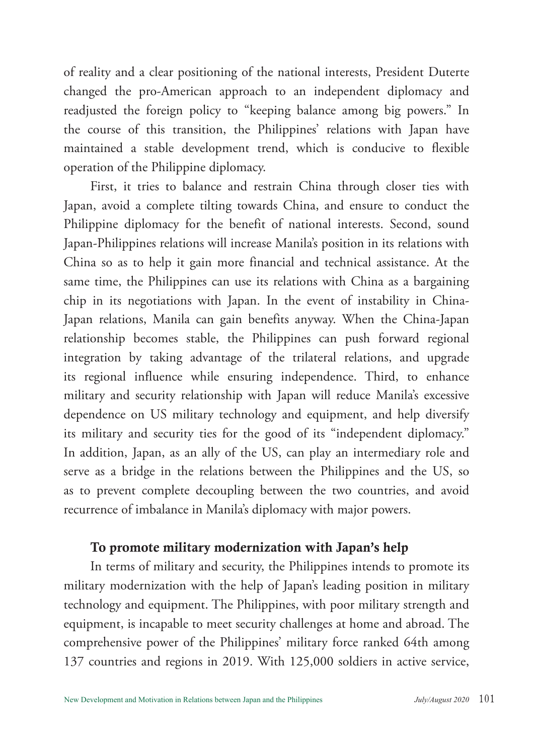of reality and a clear positioning of the national interests, President Duterte changed the pro-American approach to an independent diplomacy and readjusted the foreign policy to "keeping balance among big powers." In the course of this transition, the Philippines' relations with Japan have maintained a stable development trend, which is conducive to flexible operation of the Philippine diplomacy.

First, it tries to balance and restrain China through closer ties with Japan, avoid a complete tilting towards China, and ensure to conduct the Philippine diplomacy for the benefit of national interests. Second, sound Japan-Philippines relations will increase Manila's position in its relations with China so as to help it gain more financial and technical assistance. At the same time, the Philippines can use its relations with China as a bargaining chip in its negotiations with Japan. In the event of instability in China-Japan relations, Manila can gain benefits anyway. When the China-Japan relationship becomes stable, the Philippines can push forward regional integration by taking advantage of the trilateral relations, and upgrade its regional influence while ensuring independence. Third, to enhance military and security relationship with Japan will reduce Manila's excessive dependence on US military technology and equipment, and help diversify its military and security ties for the good of its "independent diplomacy." In addition, Japan, as an ally of the US, can play an intermediary role and serve as a bridge in the relations between the Philippines and the US, so as to prevent complete decoupling between the two countries, and avoid recurrence of imbalance in Manila's diplomacy with major powers.

### To promote military modernization with Japan's help

In terms of military and security, the Philippines intends to promote its military modernization with the help of Japan's leading position in military technology and equipment. The Philippines, with poor military strength and equipment, is incapable to meet security challenges at home and abroad. The comprehensive power of the Philippines' military force ranked 64th among 137 countries and regions in 2019. With 125,000 soldiers in active service,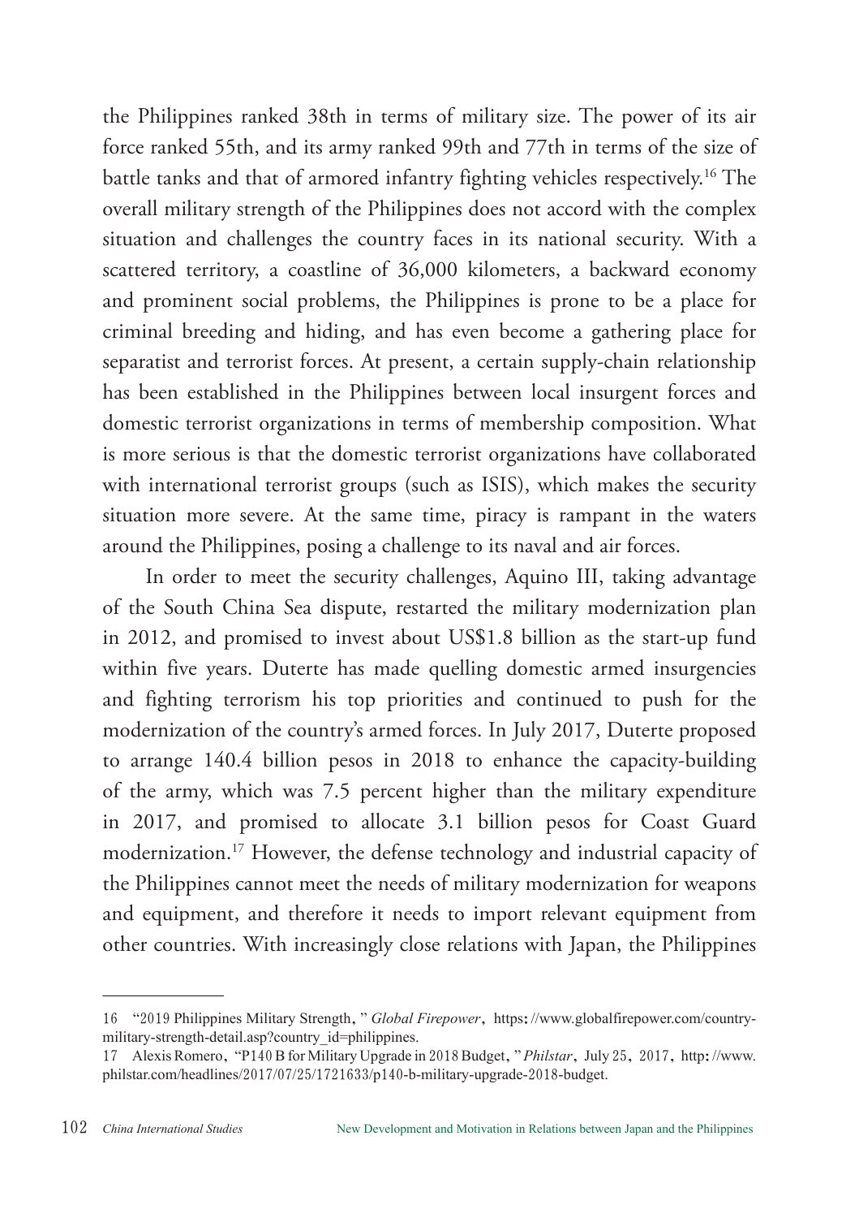the Philippines ranked 38th in terms of military size. The power of its air force ranked 55th, and its army ranked 99th and 77th in terms of the size of battle tanks and that of armored infantry fighting vehicles respectively.[16] The overall military strength of the Philippines does not accord with the complex situation and challenges the country faces in its national security. With a scattered territory, a coastline of 36,000 kilometers, a backward economy and prominent social problems, the Philippines is prone to be a place for criminal breeding and hiding, and has even become a gathering place for separatist and terrorist forces. At present, a certain supply-chain relationship has been established in the Philippines between local insurgent forces and domestic terrorist organizations in terms of membership composition. What is more serious is that the domestic terrorist organizations have collaborated with international terrorist groups (such as ISIS), which makes the security situation more severe. At the same time, piracy is rampant in the waters around the Philippines, posing a challenge to its naval and air forces.

In order to meet the security challenges, Aquino III, taking advantage of the South China Sea dispute, restarted the military modernization plan in 2012, and promised to invest about US$1.8 billion as the start-up fund within five years. Duterte has made quelling domestic armed insurgencies and fighting terrorism his top priorities and continued to push for the modernization of the country's armed forces. In July 2017, Duterte proposed to arrange 140.4 billion pesos in 2018 to enhance the capacity-building of the army, which was 7.5 percent higher than the military expenditure in 2017, and promised to allocate 3.1 billion pesos for Coast Guard modernization.[17] However, the defense technology and industrial capacity of the Philippines cannot meet the needs of military modernization for weapons and equipment, and therefore it needs to import relevant equipment from other countries. With increasingly close relations with Japan, the Philippines

---

16 "2019 Philippines Military Strength," *Global Firepower*, https://www.globalfirepower.com/country-military-strength-detail.asp?country_id=philippines.

17 Alexis Romero, "P140 B for Military Upgrade in 2018 Budget," *Philstar*, July 25, 2017, http://www.philstar.com/headlines/2017/07/25/1721633/p140-b-military-upgrade-2018-budget.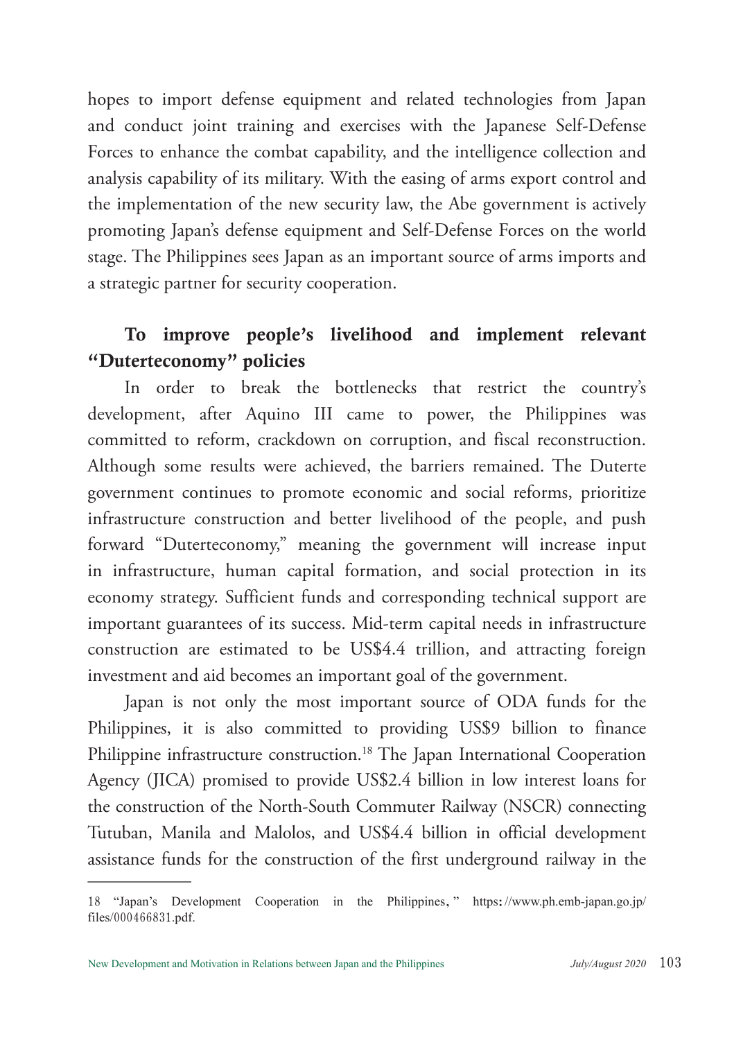hopes to import defense equipment and related technologies from Japan and conduct joint training and exercises with the Japanese Self-Defense Forces to enhance the combat capability, and the intelligence collection and analysis capability of its military. With the easing of arms export control and the implementation of the new security law, the Abe government is actively promoting Japan's defense equipment and Self-Defense Forces on the world stage. The Philippines sees Japan as an important source of arms imports and a strategic partner for security cooperation.

### To improve people's livelihood and implement relevant "Duterteconomy" policies

In order to break the bottlenecks that restrict the country's development, after Aquino III came to power, the Philippines was committed to reform, crackdown on corruption, and fiscal reconstruction. Although some results were achieved, the barriers remained. The Duterte government continues to promote economic and social reforms, prioritize infrastructure construction and better livelihood of the people, and push forward "Duterteconomy," meaning the government will increase input in infrastructure, human capital formation, and social protection in its economy strategy. Sufficient funds and corresponding technical support are important guarantees of its success. Mid-term capital needs in infrastructure construction are estimated to be US$4.4 trillion, and attracting foreign investment and aid becomes an important goal of the government.

Japan is not only the most important source of ODA funds for the Philippines, it is also committed to providing US$9 billion to finance Philippine infrastructure construction.[18] The Japan International Cooperation Agency (JICA) promised to provide US$2.4 billion in low interest loans for the construction of the North-South Commuter Railway (NSCR) connecting Tutuban, Manila and Malolos, and US$4.4 billion in official development assistance funds for the construction of the first underground railway in the

---

18 "Japan's Development Cooperation in the Philippines," https://www.ph.emb-japan.go.jp/files/000466831.pdf.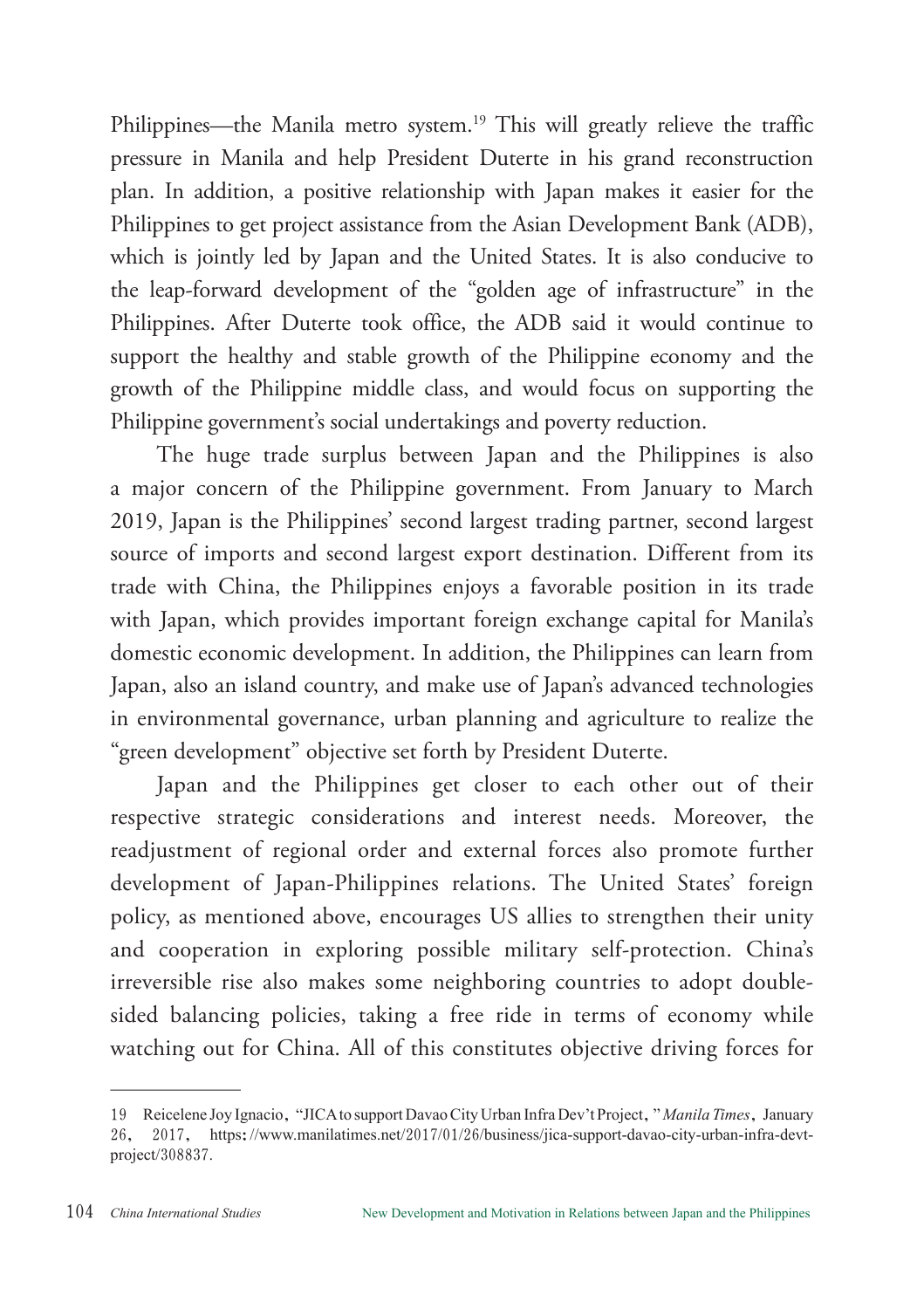Philippines—the Manila metro system.[19] This will greatly relieve the traffic pressure in Manila and help President Duterte in his grand reconstruction plan. In addition, a positive relationship with Japan makes it easier for the Philippines to get project assistance from the Asian Development Bank (ADB), which is jointly led by Japan and the United States. It is also conducive to the leap-forward development of the "golden age of infrastructure" in the Philippines. After Duterte took office, the ADB said it would continue to support the healthy and stable growth of the Philippine economy and the growth of the Philippine middle class, and would focus on supporting the Philippine government's social undertakings and poverty reduction.

The huge trade surplus between Japan and the Philippines is also a major concern of the Philippine government. From January to March 2019, Japan is the Philippines' second largest trading partner, second largest source of imports and second largest export destination. Different from its trade with China, the Philippines enjoys a favorable position in its trade with Japan, which provides important foreign exchange capital for Manila's domestic economic development. In addition, the Philippines can learn from Japan, also an island country, and make use of Japan's advanced technologies in environmental governance, urban planning and agriculture to realize the "green development" objective set forth by President Duterte.

Japan and the Philippines get closer to each other out of their respective strategic considerations and interest needs. Moreover, the readjustment of regional order and external forces also promote further development of Japan-Philippines relations. The United States' foreign policy, as mentioned above, encourages US allies to strengthen their unity and cooperation in exploring possible military self-protection. China's irreversible rise also makes some neighboring countries to adopt double-sided balancing policies, taking a free ride in terms of economy while watching out for China. All of this constitutes objective driving forces for

---

19 Reicelene Joy Ignacio, "JICA to support Davao City Urban Infra Dev't Project," *Manila Times*, January 26, 2017, https://www.manilatimes.net/2017/01/26/business/jica-support-davao-city-urban-infra-devt-project/308837.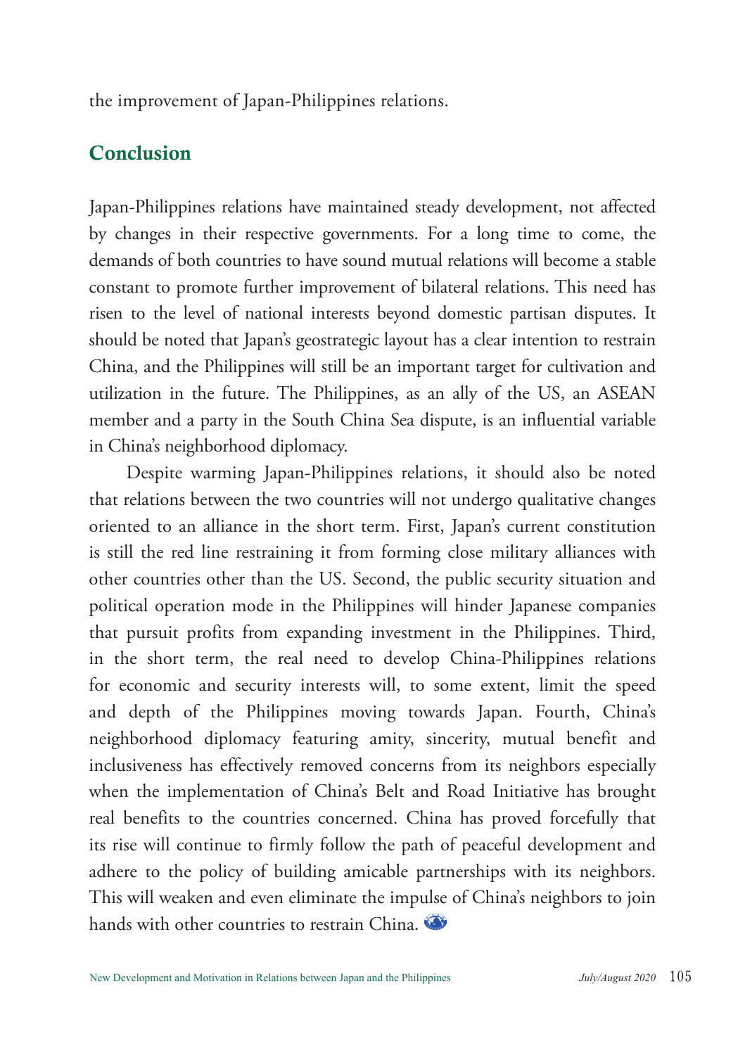the improvement of Japan-Philippines relations.

## Conclusion

Japan-Philippines relations have maintained steady development, not affected by changes in their respective governments. For a long time to come, the demands of both countries to have sound mutual relations will become a stable constant to promote further improvement of bilateral relations. This need has risen to the level of national interests beyond domestic partisan disputes. It should be noted that Japan's geostrategic layout has a clear intention to restrain China, and the Philippines will still be an important target for cultivation and utilization in the future. The Philippines, as an ally of the US, an ASEAN member and a party in the South China Sea dispute, is an influential variable in China's neighborhood diplomacy.

Despite warming Japan-Philippines relations, it should also be noted that relations between the two countries will not undergo qualitative changes oriented to an alliance in the short term. First, Japan's current constitution is still the red line restraining it from forming close military alliances with other countries other than the US. Second, the public security situation and political operation mode in the Philippines will hinder Japanese companies that pursuit profits from expanding investment in the Philippines. Third, in the short term, the real need to develop China-Philippines relations for economic and security interests will, to some extent, limit the speed and depth of the Philippines moving towards Japan. Fourth, China's neighborhood diplomacy featuring amity, sincerity, mutual benefit and inclusiveness has effectively removed concerns from its neighbors especially when the implementation of China's Belt and Road Initiative has brought real benefits to the countries concerned. China has proved forcefully that its rise will continue to firmly follow the path of peaceful development and adhere to the policy of building amicable partnerships with its neighbors. This will weaken and even eliminate the impulse of China's neighbors to join hands with other countries to restrain China.